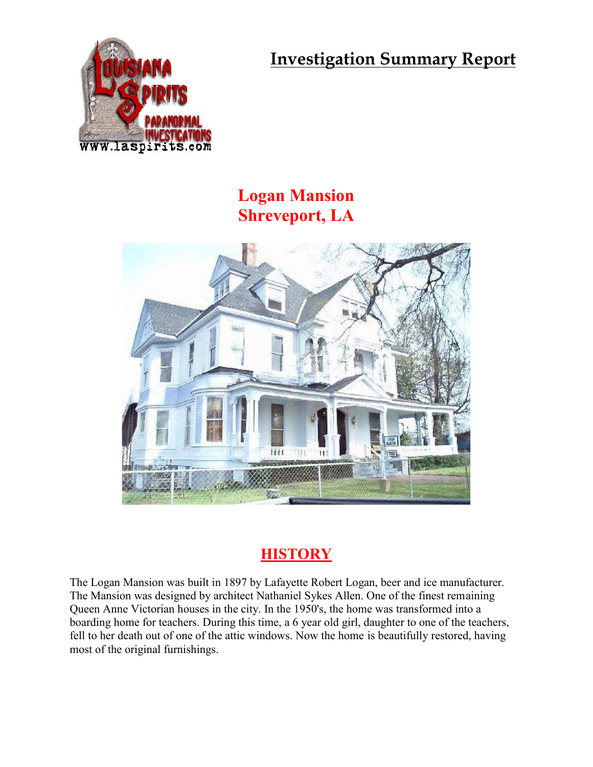# Investigation Summary Report

## Logan Mansion
## Shreveport, LA

## HISTORY

The Logan Mansion was built in 1897 by Lafayette Robert Logan, beer and ice manufacturer. The Mansion was designed by architect Nathaniel Sykes Allen. One of the finest remaining Queen Anne Victorian houses in the city. In the 1950's, the home was transformed into a boarding home for teachers. During this time, a 6 year old girl, daughter to one of the teachers, fell to her death out of one of the attic windows. Now the home is beautifully restored, having most of the original furnishings.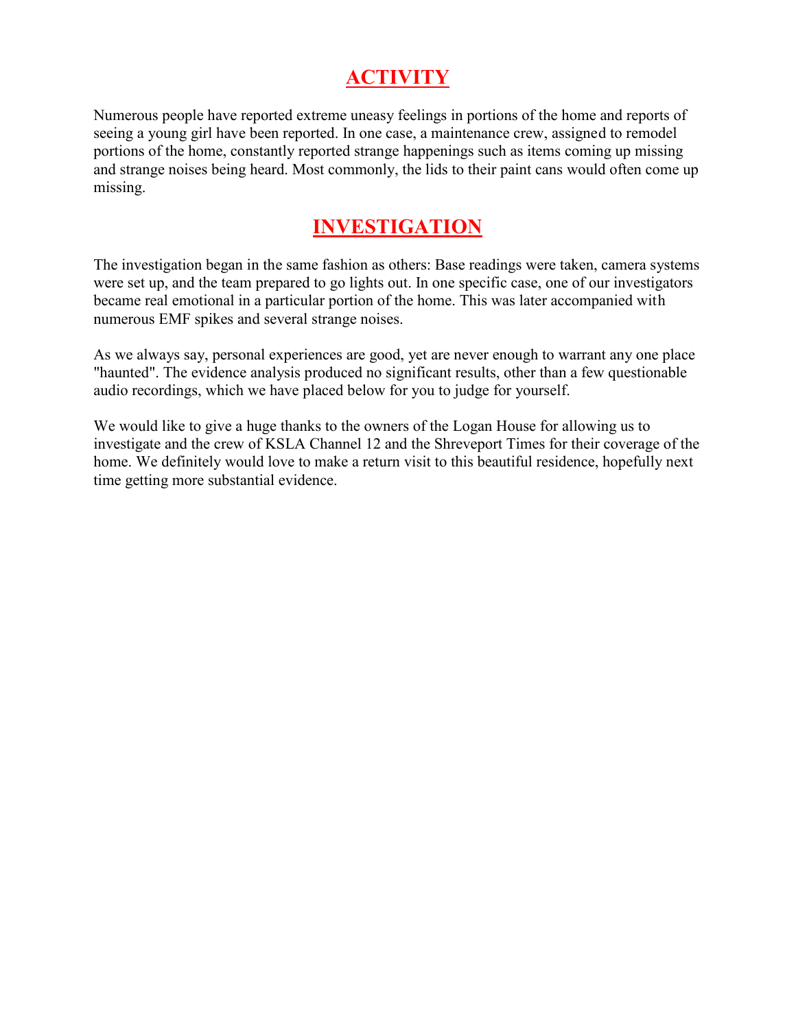## ACTIVITY

Numerous people have reported extreme uneasy feelings in portions of the home and reports of seeing a young girl have been reported. In one case, a maintenance crew, assigned to remodel portions of the home, constantly reported strange happenings such as items coming up missing and strange noises being heard. Most commonly, the lids to their paint cans would often come up missing.

## INVESTIGATION

The investigation began in the same fashion as others: Base readings were taken, camera systems were set up, and the team prepared to go lights out. In one specific case, one of our investigators became real emotional in a particular portion of the home. This was later accompanied with numerous EMF spikes and several strange noises.

As we always say, personal experiences are good, yet are never enough to warrant any one place "haunted". The evidence analysis produced no significant results, other than a few questionable audio recordings, which we have placed below for you to judge for yourself.

We would like to give a huge thanks to the owners of the Logan House for allowing us to investigate and the crew of KSLA Channel 12 and the Shreveport Times for their coverage of the home. We definitely would love to make a return visit to this beautiful residence, hopefully next time getting more substantial evidence.